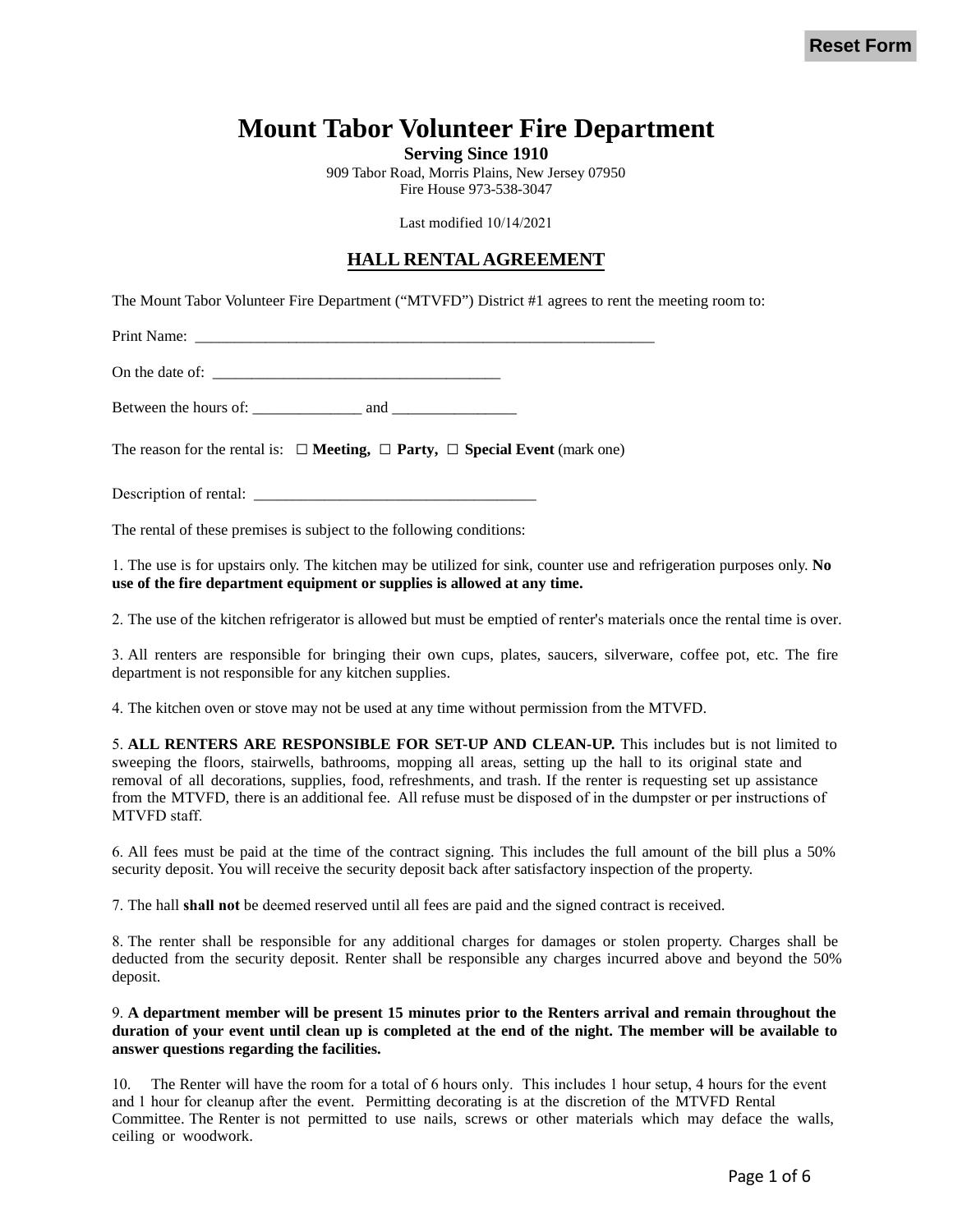Reset Form

# Mount Tabor Volunteer Fire Department

**Serving Since 1910**

909 Tabor Road, Morris Plains, New Jersey 07950
Fire House 973-538-3047

Last modified 10/14/2021

## HALL RENTAL AGREEMENT

The Mount Tabor Volunteer Fire Department ("MTVFD") District #1 agrees to rent the meeting room to:

Print Name: ______________________________________________________________

On the date of: _____________________________________

Between the hours of: ______________ and ________________

The reason for the rental is: ☐ **Meeting,** ☐ **Party,** ☐ **Special Event** (mark one)

Description of rental: ____________________________________

The rental of these premises is subject to the following conditions:

1. The use is for upstairs only. The kitchen may be utilized for sink, counter use and refrigeration purposes only. **No use of the fire department equipment or supplies is allowed at any time.**

2. The use of the kitchen refrigerator is allowed but must be emptied of renter's materials once the rental time is over.

3. All renters are responsible for bringing their own cups, plates, saucers, silverware, coffee pot, etc. The fire department is not responsible for any kitchen supplies.

4. The kitchen oven or stove may not be used at any time without permission from the MTVFD.

5. **ALL RENTERS ARE RESPONSIBLE FOR SET-UP AND CLEAN-UP.** This includes but is not limited to sweeping the floors, stairwells, bathrooms, mopping all areas, setting up the hall to its original state and removal of all decorations, supplies, food, refreshments, and trash. If the renter is requesting set up assistance from the MTVFD, there is an additional fee. All refuse must be disposed of in the dumpster or per instructions of MTVFD staff.

6. All fees must be paid at the time of the contract signing. This includes the full amount of the bill plus a 50% security deposit. You will receive the security deposit back after satisfactory inspection of the property.

7. The hall **shall not** be deemed reserved until all fees are paid and the signed contract is received.

8. The renter shall be responsible for any additional charges for damages or stolen property. Charges shall be deducted from the security deposit. Renter shall be responsible any charges incurred above and beyond the 50% deposit.

9. **A department member will be present 15 minutes prior to the Renters arrival and remain throughout the duration of your event until clean up is completed at the end of the night. The member will be available to answer questions regarding the facilities.**

10. The Renter will have the room for a total of 6 hours only. This includes 1 hour setup, 4 hours for the event and 1 hour for cleanup after the event. Permitting decorating is at the discretion of the MTVFD Rental Committee. The Renter is not permitted to use nails, screws or other materials which may deface the walls, ceiling or woodwork.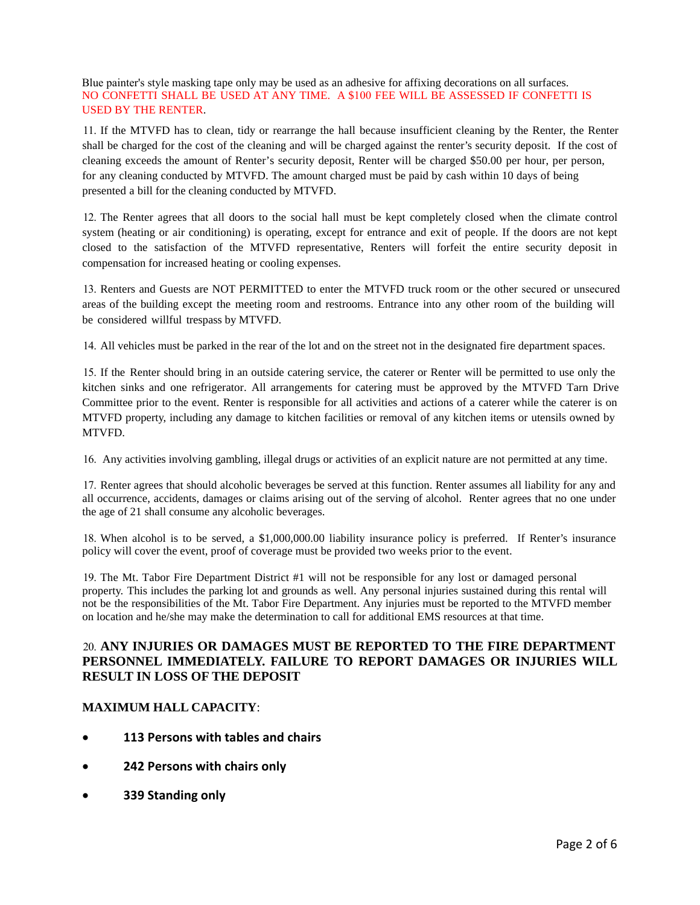Blue painter's style masking tape only may be used as an adhesive for affixing decorations on all surfaces. NO CONFETTI SHALL BE USED AT ANY TIME. A $100 FEE WILL BE ASSESSED IF CONFETTI IS USED BY THE RENTER.

11. If the MTVFD has to clean, tidy or rearrange the hall because insufficient cleaning by the Renter, the Renter shall be charged for the cost of the cleaning and will be charged against the renter's security deposit. If the cost of cleaning exceeds the amount of Renter's security deposit, Renter will be charged $50.00 per hour, per person, for any cleaning conducted by MTVFD. The amount charged must be paid by cash within 10 days of being presented a bill for the cleaning conducted by MTVFD.

12. The Renter agrees that all doors to the social hall must be kept completely closed when the climate control system (heating or air conditioning) is operating, except for entrance and exit of people. If the doors are not kept closed to the satisfaction of the MTVFD representative, Renters will forfeit the entire security deposit in compensation for increased heating or cooling expenses.

13. Renters and Guests are NOT PERMITTED to enter the MTVFD truck room or the other secured or unsecured areas of the building except the meeting room and restrooms. Entrance into any other room of the building will be considered willful trespass by MTVFD.

14. All vehicles must be parked in the rear of the lot and on the street not in the designated fire department spaces.

15. If the Renter should bring in an outside catering service, the caterer or Renter will be permitted to use only the kitchen sinks and one refrigerator. All arrangements for catering must be approved by the MTVFD Tarn Drive Committee prior to the event. Renter is responsible for all activities and actions of a caterer while the caterer is on MTVFD property, including any damage to kitchen facilities or removal of any kitchen items or utensils owned by MTVFD.

16. Any activities involving gambling, illegal drugs or activities of an explicit nature are not permitted at any time.

17. Renter agrees that should alcoholic beverages be served at this function. Renter assumes all liability for any and all occurrence, accidents, damages or claims arising out of the serving of alcohol. Renter agrees that no one under the age of 21 shall consume any alcoholic beverages.

18. When alcohol is to be served, a $1,000,000.00 liability insurance policy is preferred. If Renter's insurance policy will cover the event, proof of coverage must be provided two weeks prior to the event.

19. The Mt. Tabor Fire Department District #1 will not be responsible for any lost or damaged personal property. This includes the parking lot and grounds as well. Any personal injuries sustained during this rental will not be the responsibilities of the Mt. Tabor Fire Department. Any injuries must be reported to the MTVFD member on location and he/she may make the determination to call for additional EMS resources at that time.

20. **ANY INJURIES OR DAMAGES MUST BE REPORTED TO THE FIRE DEPARTMENT PERSONNEL IMMEDIATELY. FAILURE TO REPORT DAMAGES OR INJURIES WILL RESULT IN LOSS OF THE DEPOSIT**

**MAXIMUM HALL CAPACITY**:

- **113 Persons with tables and chairs**
- **242 Persons with chairs only**
- **339 Standing only**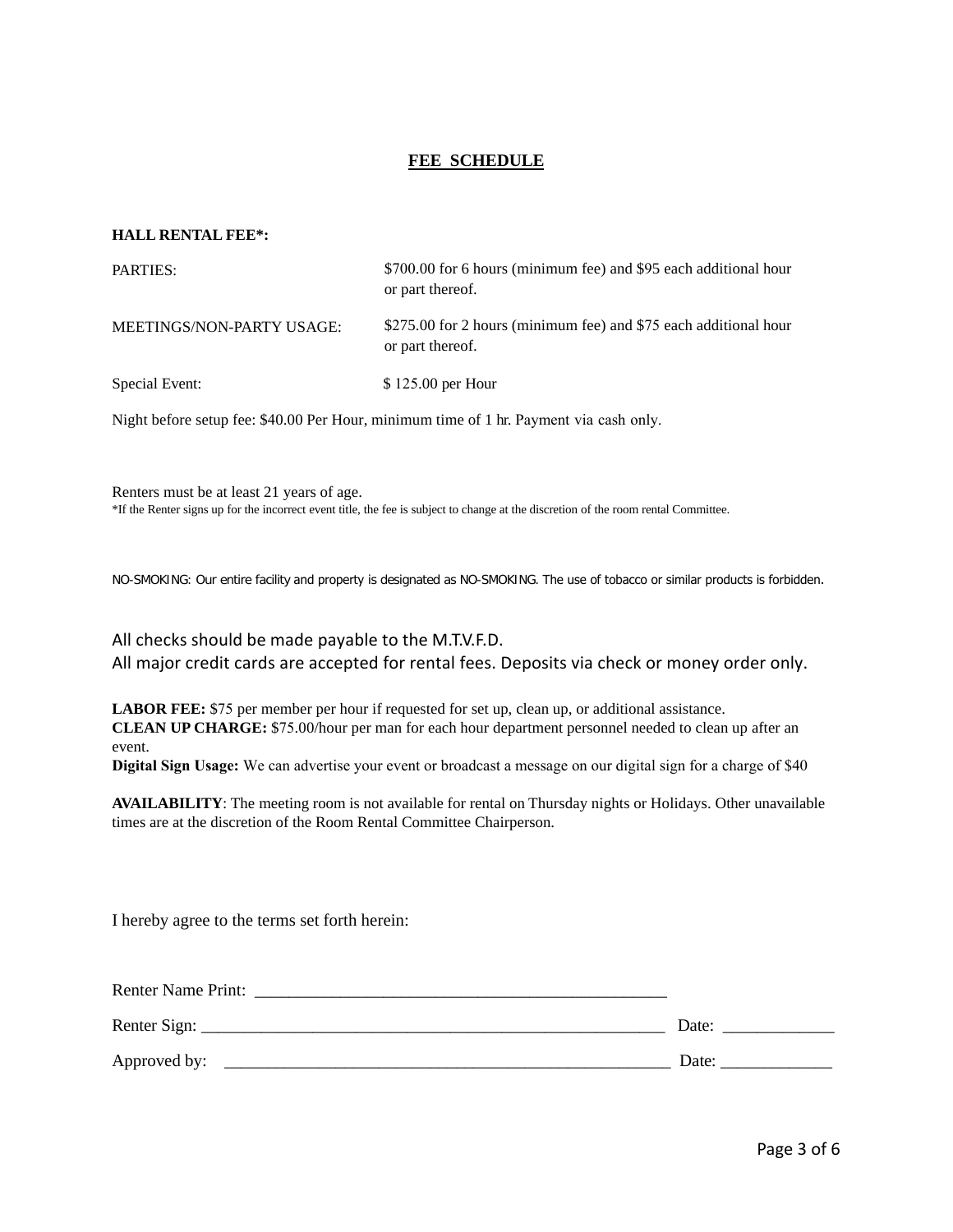## FEE SCHEDULE

**HALL RENTAL FEE*:**

| | |
|---|---|
| PARTIES: | $700.00 for 6 hours (minimum fee) and $95 each additional hour or part thereof. |
| MEETINGS/NON-PARTY USAGE: | $275.00 for 2 hours (minimum fee) and $75 each additional hour or part thereof. |
| Special Event: | $ 125.00 per Hour |

Night before setup fee: $40.00 Per Hour, minimum time of 1 hr. Payment via cash only.

Renters must be at least 21 years of age.

*If the Renter signs up for the incorrect event title, the fee is subject to change at the discretion of the room rental Committee.

NO-SMOKING: Our entire facility and property is designated as NO-SMOKING. The use of tobacco or similar products is forbidden.

All checks should be made payable to the M.T.V.F.D.
All major credit cards are accepted for rental fees. Deposits via check or money order only.

**LABOR FEE:** $75 per member per hour if requested for set up, clean up, or additional assistance.
**CLEAN UP CHARGE:** $75.00/hour per man for each hour department personnel needed to clean up after an event.
**Digital Sign Usage:** We can advertise your event or broadcast a message on our digital sign for a charge of $40

**AVAILABILITY**: The meeting room is not available for rental on Thursday nights or Holidays. Other unavailable times are at the discretion of the Room Rental Committee Chairperson.

I hereby agree to the terms set forth herein:

Renter Name Print: _______________________________________________

Renter Sign: ______________________________________________________ Date: ____________

Approved by: ____________________________________________________ Date: ____________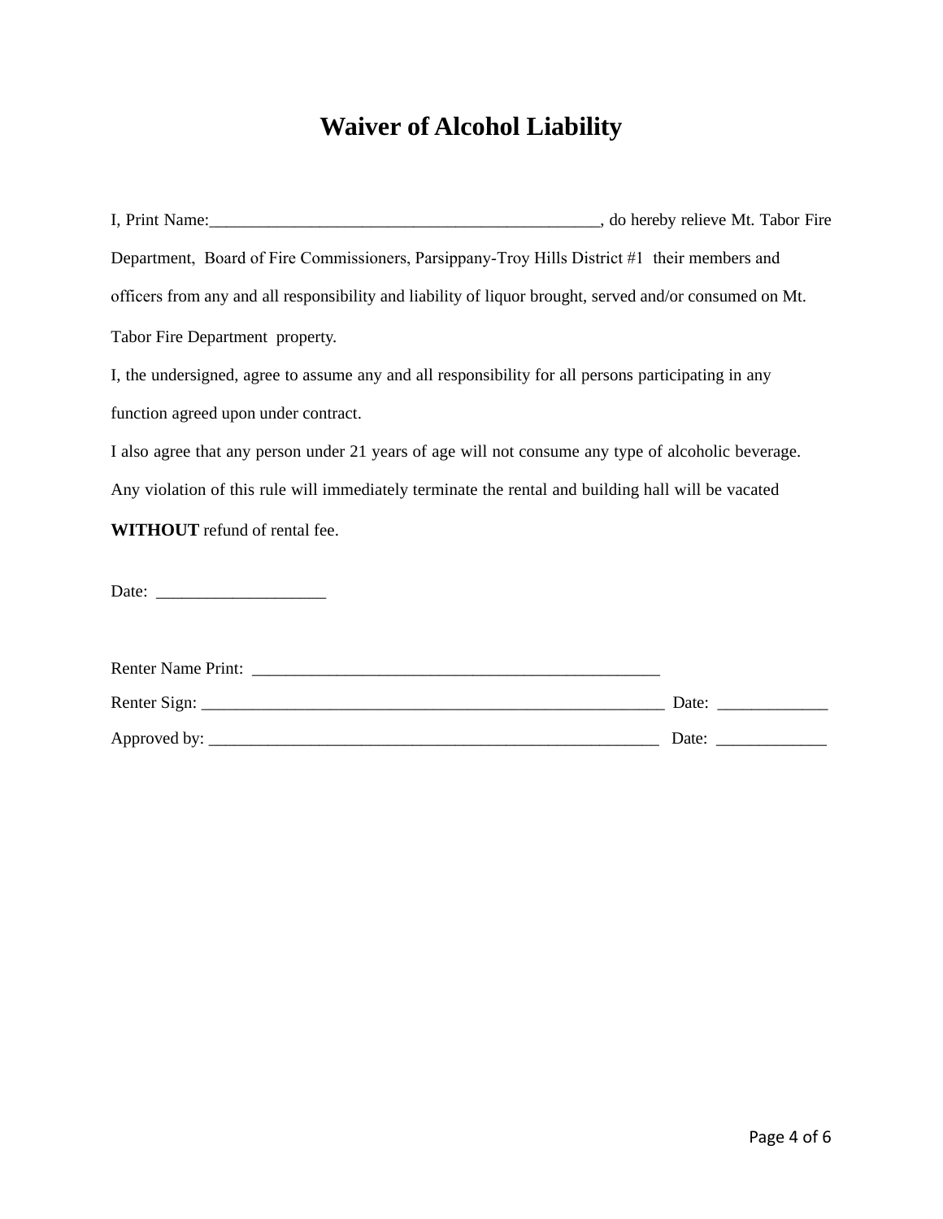# Waiver of Alcohol Liability

I, Print Name:_______________________________________________, do hereby relieve Mt. Tabor Fire Department, Board of Fire Commissioners, Parsippany-Troy Hills District #1 their members and officers from any and all responsibility and liability of liquor brought, served and/or consumed on Mt. Tabor Fire Department property.

I, the undersigned, agree to assume any and all responsibility for all persons participating in any function agreed upon under contract.

I also agree that any person under 21 years of age will not consume any type of alcoholic beverage. Any violation of this rule will immediately terminate the rental and building hall will be vacated **WITHOUT** refund of rental fee.

Date: ____________________

Renter Name Print: __________________________________________________

Renter Sign: _________________________________________________________ Date: _____________

Approved by: _______________________________________________________ Date: _____________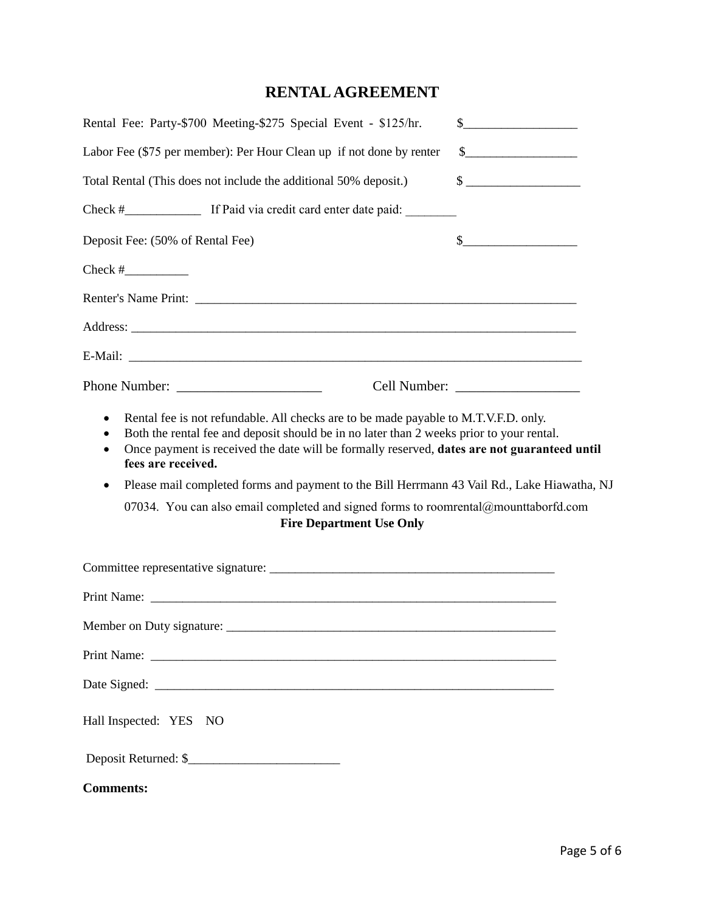# RENTAL AGREEMENT

Rental Fee: Party-$700 Meeting-$275 Special Event - $125/hr. $__________________

Labor Fee ($75 per member): Per Hour Clean up if not done by renter $__________________

Total Rental (This does not include the additional 50% deposit.) $ __________________

Check #____________ If Paid via credit card enter date paid: ________

Deposit Fee: (50% of Rental Fee) $__________________

Check #__________

Renter's Name Print: _______________________________________________________________

Address: ___________________________________________________________________________

E-Mail: ____________________________________________________________________________

Phone Number: _____________________ Cell Number: __________________

- Rental fee is not refundable. All checks are to be made payable to M.T.V.F.D. only.
- Both the rental fee and deposit should be in no later than 2 weeks prior to your rental.
- Once payment is received the date will be formally reserved, **dates are not guaranteed until fees are received.**
- Please mail completed forms and payment to the Bill Herrmann 43 Vail Rd., Lake Hiawatha, NJ 07034. You can also email completed and signed forms to roomrental@mounttaborfd.com

**Fire Department Use Only**

Committee representative signature: _______________________________________________

Print Name: ____________________________________________________________________

Member on Duty signature: ______________________________________________________

Print Name: ____________________________________________________________________

Date Signed: ___________________________________________________________________

Hall Inspected: YES NO

Deposit Returned: $________________________

**Comments:**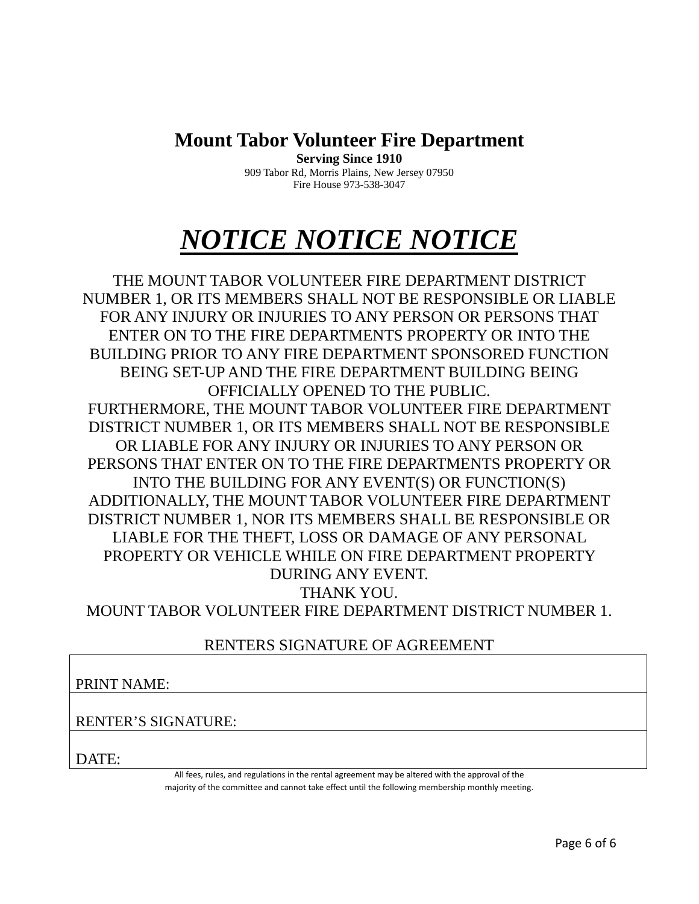# Mount Tabor Volunteer Fire Department

**Serving Since 1910**

909 Tabor Rd, Morris Plains, New Jersey 07950

Fire House 973-538-3047

## ***NOTICE NOTICE NOTICE***

THE MOUNT TABOR VOLUNTEER FIRE DEPARTMENT DISTRICT NUMBER 1, OR ITS MEMBERS SHALL NOT BE RESPONSIBLE OR LIABLE FOR ANY INJURY OR INJURIES TO ANY PERSON OR PERSONS THAT ENTER ON TO THE FIRE DEPARTMENTS PROPERTY OR INTO THE BUILDING PRIOR TO ANY FIRE DEPARTMENT SPONSORED FUNCTION BEING SET-UP AND THE FIRE DEPARTMENT BUILDING BEING OFFICIALLY OPENED TO THE PUBLIC.

FURTHERMORE, THE MOUNT TABOR VOLUNTEER FIRE DEPARTMENT DISTRICT NUMBER 1, OR ITS MEMBERS SHALL NOT BE RESPONSIBLE OR LIABLE FOR ANY INJURY OR INJURIES TO ANY PERSON OR PERSONS THAT ENTER ON TO THE FIRE DEPARTMENTS PROPERTY OR INTO THE BUILDING FOR ANY EVENT(S) OR FUNCTION(S)

ADDITIONALLY, THE MOUNT TABOR VOLUNTEER FIRE DEPARTMENT DISTRICT NUMBER 1, NOR ITS MEMBERS SHALL BE RESPONSIBLE OR LIABLE FOR THE THEFT, LOSS OR DAMAGE OF ANY PERSONAL PROPERTY OR VEHICLE WHILE ON FIRE DEPARTMENT PROPERTY DURING ANY EVENT.

THANK YOU.

MOUNT TABOR VOLUNTEER FIRE DEPARTMENT DISTRICT NUMBER 1.

RENTERS SIGNATURE OF AGREEMENT

| |
|---|
| PRINT NAME: |
| RENTER'S SIGNATURE: |
| DATE: |

All fees, rules, and regulations in the rental agreement may be altered with the approval of the majority of the committee and cannot take effect until the following membership monthly meeting.